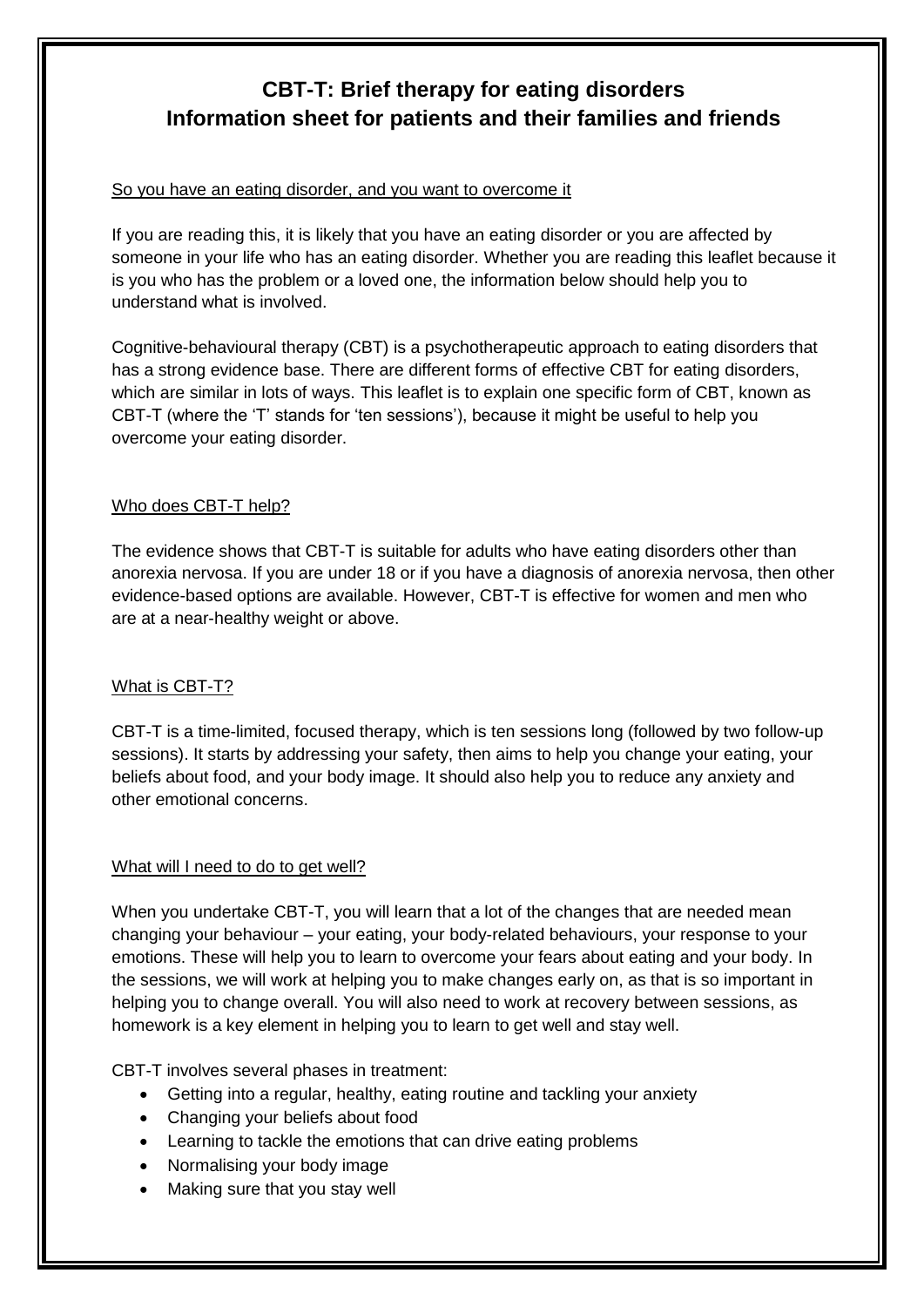# CBT-T: Brief therapy for eating disorders
# Information sheet for patients and their families and friends

## So you have an eating disorder, and you want to overcome it

If you are reading this, it is likely that you have an eating disorder or you are affected by someone in your life who has an eating disorder. Whether you are reading this leaflet because it is you who has the problem or a loved one, the information below should help you to understand what is involved.

Cognitive-behavioural therapy (CBT) is a psychotherapeutic approach to eating disorders that has a strong evidence base. There are different forms of effective CBT for eating disorders, which are similar in lots of ways. This leaflet is to explain one specific form of CBT, known as CBT-T (where the 'T' stands for 'ten sessions'), because it might be useful to help you overcome your eating disorder.

## Who does CBT-T help?

The evidence shows that CBT-T is suitable for adults who have eating disorders other than anorexia nervosa. If you are under 18 or if you have a diagnosis of anorexia nervosa, then other evidence-based options are available. However, CBT-T is effective for women and men who are at a near-healthy weight or above.

## What is CBT-T?

CBT-T is a time-limited, focused therapy, which is ten sessions long (followed by two follow-up sessions). It starts by addressing your safety, then aims to help you change your eating, your beliefs about food, and your body image. It should also help you to reduce any anxiety and other emotional concerns.

## What will I need to do to get well?

When you undertake CBT-T, you will learn that a lot of the changes that are needed mean changing your behaviour – your eating, your body-related behaviours, your response to your emotions. These will help you to learn to overcome your fears about eating and your body. In the sessions, we will work at helping you to make changes early on, as that is so important in helping you to change overall. You will also need to work at recovery between sessions, as homework is a key element in helping you to learn to get well and stay well.

CBT-T involves several phases in treatment:

- Getting into a regular, healthy, eating routine and tackling your anxiety
- Changing your beliefs about food
- Learning to tackle the emotions that can drive eating problems
- Normalising your body image
- Making sure that you stay well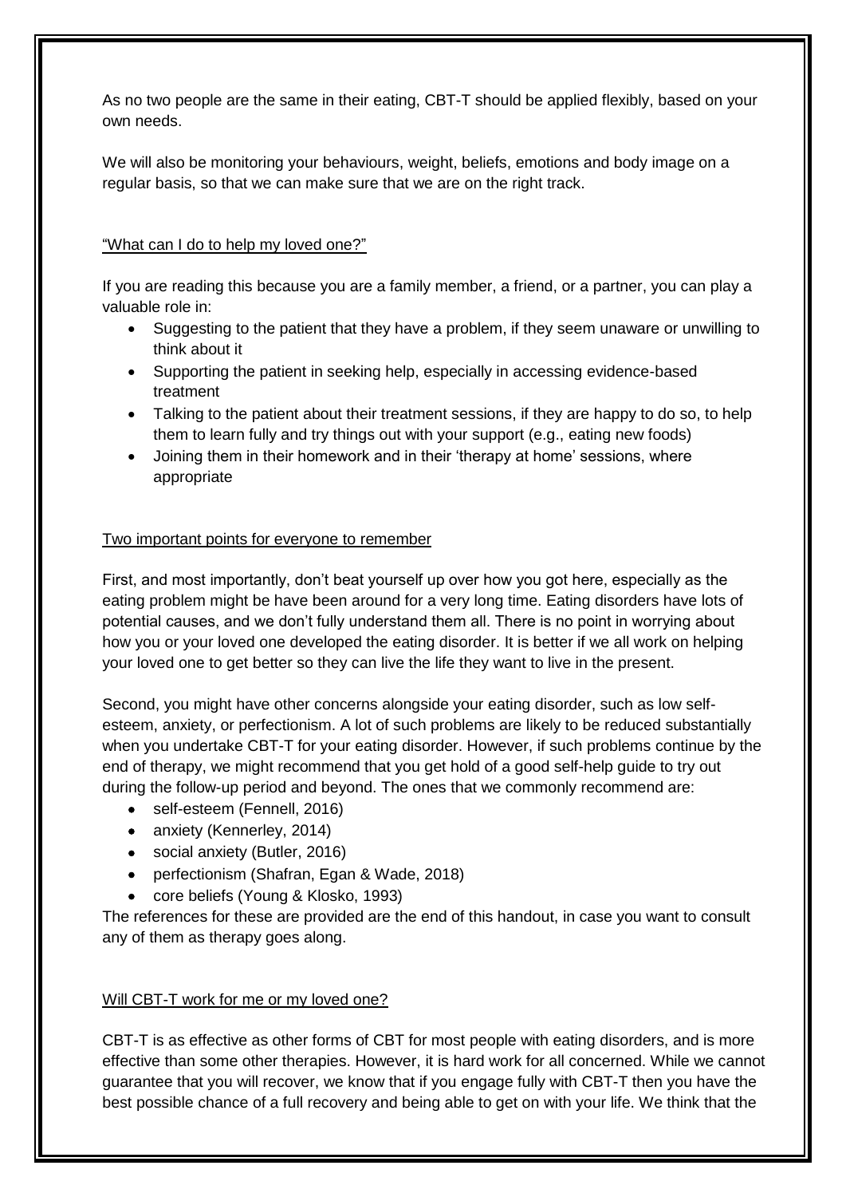As no two people are the same in their eating, CBT-T should be applied flexibly, based on your own needs.

We will also be monitoring your behaviours, weight, beliefs, emotions and body image on a regular basis, so that we can make sure that we are on the right track.

### "What can I do to help my loved one?"

If you are reading this because you are a family member, a friend, or a partner, you can play a valuable role in:

- Suggesting to the patient that they have a problem, if they seem unaware or unwilling to think about it
- Supporting the patient in seeking help, especially in accessing evidence-based treatment
- Talking to the patient about their treatment sessions, if they are happy to do so, to help them to learn fully and try things out with your support (e.g., eating new foods)
- Joining them in their homework and in their 'therapy at home' sessions, where appropriate

### Two important points for everyone to remember

First, and most importantly, don't beat yourself up over how you got here, especially as the eating problem might be have been around for a very long time. Eating disorders have lots of potential causes, and we don't fully understand them all. There is no point in worrying about how you or your loved one developed the eating disorder. It is better if we all work on helping your loved one to get better so they can live the life they want to live in the present.

Second, you might have other concerns alongside your eating disorder, such as low self-esteem, anxiety, or perfectionism. A lot of such problems are likely to be reduced substantially when you undertake CBT-T for your eating disorder. However, if such problems continue by the end of therapy, we might recommend that you get hold of a good self-help guide to try out during the follow-up period and beyond. The ones that we commonly recommend are:

- self-esteem (Fennell, 2016)
- anxiety (Kennerley, 2014)
- social anxiety (Butler, 2016)
- perfectionism (Shafran, Egan & Wade, 2018)
- core beliefs (Young & Klosko, 1993)

The references for these are provided are the end of this handout, in case you want to consult any of them as therapy goes along.

### Will CBT-T work for me or my loved one?

CBT-T is as effective as other forms of CBT for most people with eating disorders, and is more effective than some other therapies. However, it is hard work for all concerned. While we cannot guarantee that you will recover, we know that if you engage fully with CBT-T then you have the best possible chance of a full recovery and being able to get on with your life. We think that the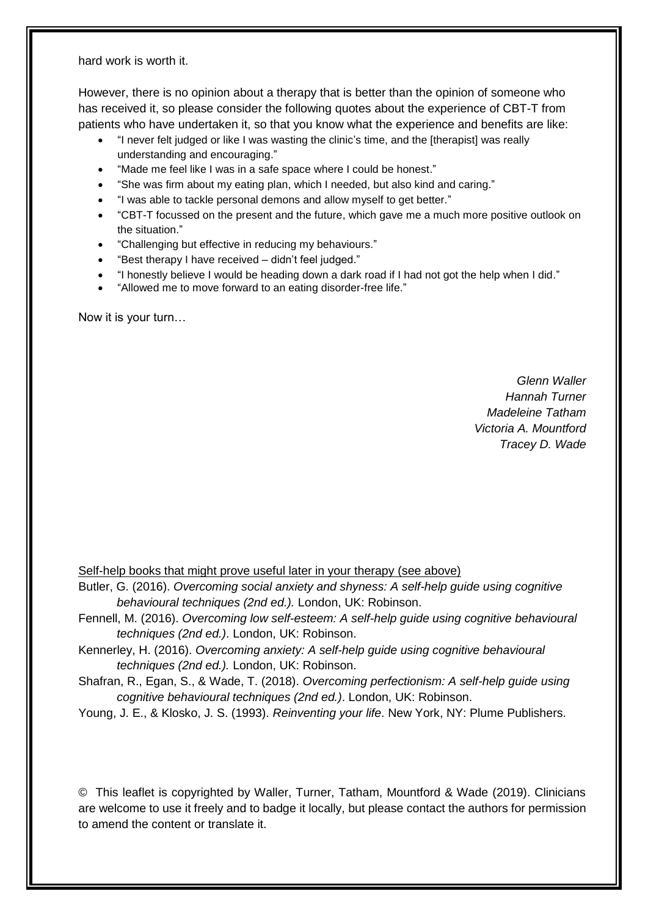hard work is worth it.

However, there is no opinion about a therapy that is better than the opinion of someone who has received it, so please consider the following quotes about the experience of CBT-T from patients who have undertaken it, so that you know what the experience and benefits are like:

- "I never felt judged or like I was wasting the clinic's time, and the [therapist] was really understanding and encouraging."
- "Made me feel like I was in a safe space where I could be honest."
- "She was firm about my eating plan, which I needed, but also kind and caring."
- "I was able to tackle personal demons and allow myself to get better."
- "CBT-T focussed on the present and the future, which gave me a much more positive outlook on the situation."
- "Challenging but effective in reducing my behaviours."
- "Best therapy I have received – didn't feel judged."
- "I honestly believe I would be heading down a dark road if I had not got the help when I did."
- "Allowed me to move forward to an eating disorder-free life."

Now it is your turn…

*Glenn Waller*
*Hannah Turner*
*Madeleine Tatham*
*Victoria A. Mountford*
*Tracey D. Wade*

<u>Self-help books that might prove useful later in your therapy (see above)</u>

Butler, G. (2016). *Overcoming social anxiety and shyness: A self-help guide using cognitive behavioural techniques (2nd ed.).* London, UK: Robinson.

Fennell, M. (2016). *Overcoming low self-esteem: A self-help guide using cognitive behavioural techniques (2nd ed.)*. London, UK: Robinson.

Kennerley, H. (2016). *Overcoming anxiety: A self-help guide using cognitive behavioural techniques (2nd ed.).* London, UK: Robinson.

Shafran, R., Egan, S., & Wade, T. (2018). *Overcoming perfectionism: A self-help guide using cognitive behavioural techniques (2nd ed.)*. London, UK: Robinson.

Young, J. E., & Klosko, J. S. (1993). *Reinventing your life*. New York, NY: Plume Publishers.

© This leaflet is copyrighted by Waller, Turner, Tatham, Mountford & Wade (2019). Clinicians are welcome to use it freely and to badge it locally, but please contact the authors for permission to amend the content or translate it.